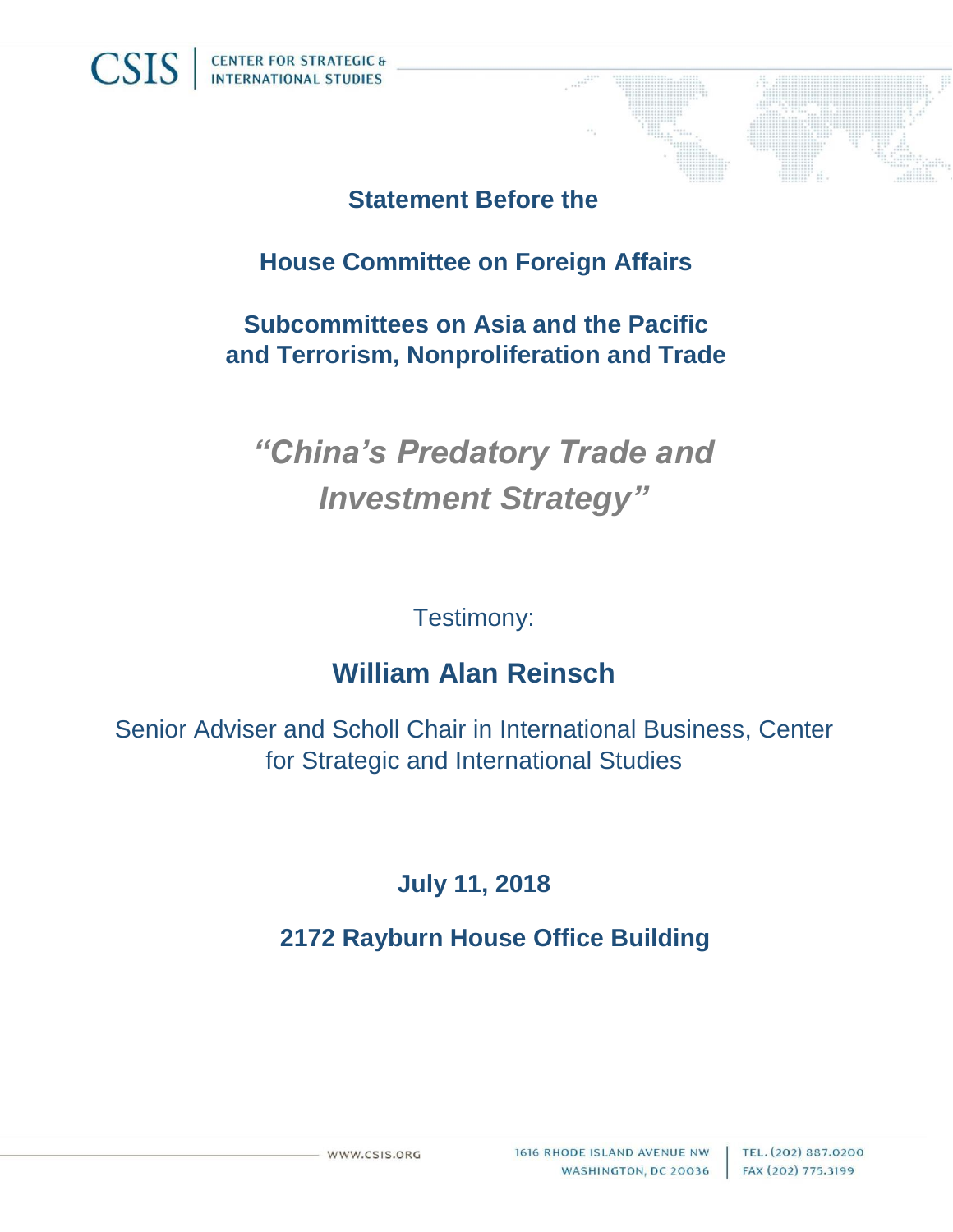CSIS | CENTER FOR STRATEGIC & INTERNATIONAL STUDIES

**Statement Before the**

**House Committee on Foreign Affairs**

**Subcommittees on Asia and the Pacific and Terrorism, Nonproliferation and Trade**

# *"China's Predatory Trade and Investment Strategy"*

Testimony:

## William Alan Reinsch

Senior Adviser and Scholl Chair in International Business, Center for Strategic and International Studies

**July 11, 2018**

**2172 Rayburn House Office Building**

WWW.CSIS.ORG

1616 RHODE ISLAND AVENUE NW
WASHINGTON, DC 20036

TEL. (202) 887.0200
FAX (202) 775.3199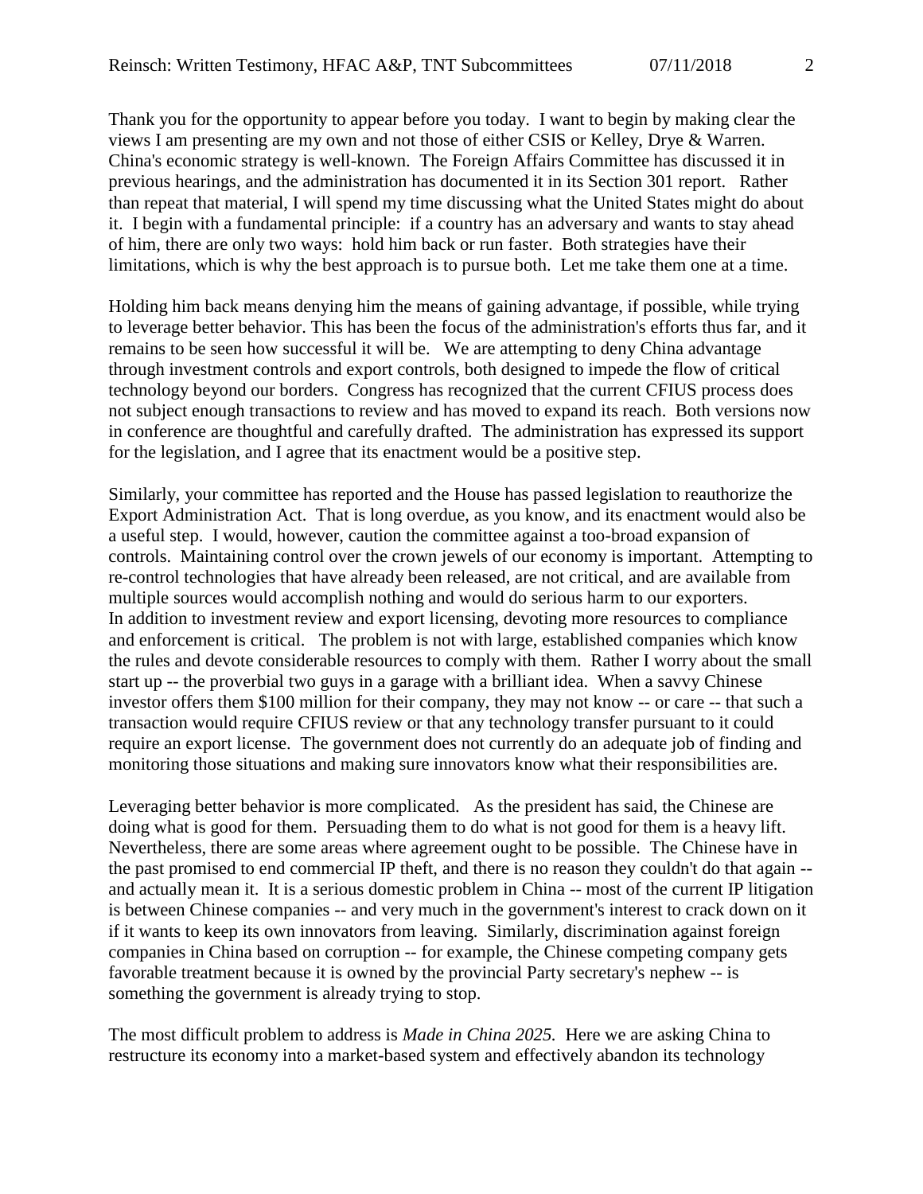Thank you for the opportunity to appear before you today. I want to begin by making clear the views I am presenting are my own and not those of either CSIS or Kelley, Drye & Warren. China's economic strategy is well-known. The Foreign Affairs Committee has discussed it in previous hearings, and the administration has documented it in its Section 301 report. Rather than repeat that material, I will spend my time discussing what the United States might do about it. I begin with a fundamental principle: if a country has an adversary and wants to stay ahead of him, there are only two ways: hold him back or run faster. Both strategies have their limitations, which is why the best approach is to pursue both. Let me take them one at a time.

Holding him back means denying him the means of gaining advantage, if possible, while trying to leverage better behavior. This has been the focus of the administration's efforts thus far, and it remains to be seen how successful it will be. We are attempting to deny China advantage through investment controls and export controls, both designed to impede the flow of critical technology beyond our borders. Congress has recognized that the current CFIUS process does not subject enough transactions to review and has moved to expand its reach. Both versions now in conference are thoughtful and carefully drafted. The administration has expressed its support for the legislation, and I agree that its enactment would be a positive step.

Similarly, your committee has reported and the House has passed legislation to reauthorize the Export Administration Act. That is long overdue, as you know, and its enactment would also be a useful step. I would, however, caution the committee against a too-broad expansion of controls. Maintaining control over the crown jewels of our economy is important. Attempting to re-control technologies that have already been released, are not critical, and are available from multiple sources would accomplish nothing and would do serious harm to our exporters.
In addition to investment review and export licensing, devoting more resources to compliance and enforcement is critical. The problem is not with large, established companies which know the rules and devote considerable resources to comply with them. Rather I worry about the small start up -- the proverbial two guys in a garage with a brilliant idea. When a savvy Chinese investor offers them $100 million for their company, they may not know -- or care -- that such a transaction would require CFIUS review or that any technology transfer pursuant to it could require an export license. The government does not currently do an adequate job of finding and monitoring those situations and making sure innovators know what their responsibilities are.

Leveraging better behavior is more complicated. As the president has said, the Chinese are doing what is good for them. Persuading them to do what is not good for them is a heavy lift. Nevertheless, there are some areas where agreement ought to be possible. The Chinese have in the past promised to end commercial IP theft, and there is no reason they couldn't do that again -- and actually mean it. It is a serious domestic problem in China -- most of the current IP litigation is between Chinese companies -- and very much in the government's interest to crack down on it if it wants to keep its own innovators from leaving. Similarly, discrimination against foreign companies in China based on corruption -- for example, the Chinese competing company gets favorable treatment because it is owned by the provincial Party secretary's nephew -- is something the government is already trying to stop.

The most difficult problem to address is *Made in China 2025.* Here we are asking China to restructure its economy into a market-based system and effectively abandon its technology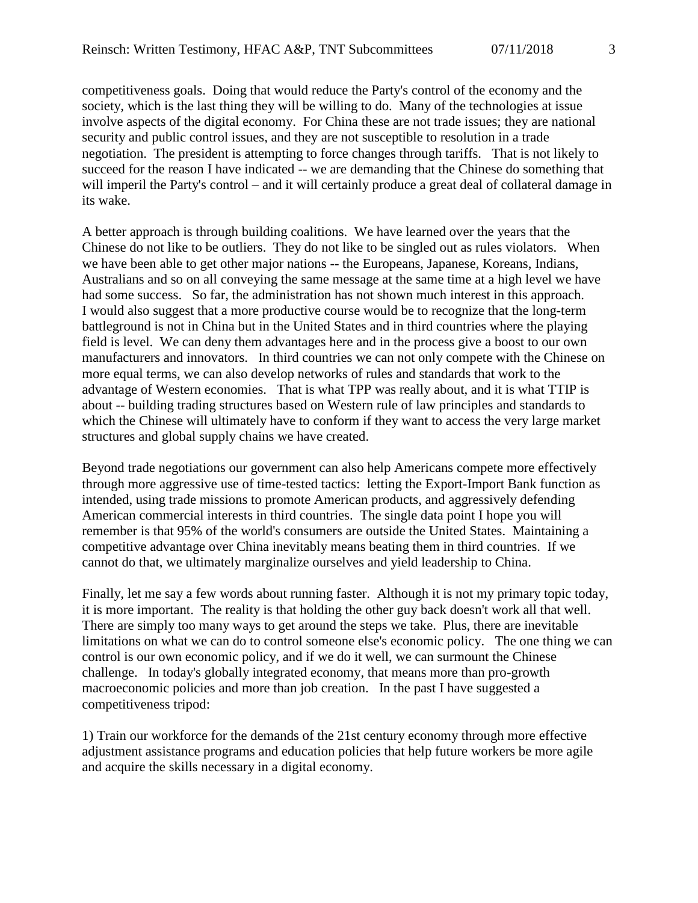competitiveness goals. Doing that would reduce the Party's control of the economy and the society, which is the last thing they will be willing to do. Many of the technologies at issue involve aspects of the digital economy. For China these are not trade issues; they are national security and public control issues, and they are not susceptible to resolution in a trade negotiation. The president is attempting to force changes through tariffs. That is not likely to succeed for the reason I have indicated -- we are demanding that the Chinese do something that will imperil the Party's control – and it will certainly produce a great deal of collateral damage in its wake.

A better approach is through building coalitions. We have learned over the years that the Chinese do not like to be outliers. They do not like to be singled out as rules violators. When we have been able to get other major nations -- the Europeans, Japanese, Koreans, Indians, Australians and so on all conveying the same message at the same time at a high level we have had some success. So far, the administration has not shown much interest in this approach. I would also suggest that a more productive course would be to recognize that the long-term battleground is not in China but in the United States and in third countries where the playing field is level. We can deny them advantages here and in the process give a boost to our own manufacturers and innovators. In third countries we can not only compete with the Chinese on more equal terms, we can also develop networks of rules and standards that work to the advantage of Western economies. That is what TPP was really about, and it is what TTIP is about -- building trading structures based on Western rule of law principles and standards to which the Chinese will ultimately have to conform if they want to access the very large market structures and global supply chains we have created.

Beyond trade negotiations our government can also help Americans compete more effectively through more aggressive use of time-tested tactics: letting the Export-Import Bank function as intended, using trade missions to promote American products, and aggressively defending American commercial interests in third countries. The single data point I hope you will remember is that 95% of the world's consumers are outside the United States. Maintaining a competitive advantage over China inevitably means beating them in third countries. If we cannot do that, we ultimately marginalize ourselves and yield leadership to China.

Finally, let me say a few words about running faster. Although it is not my primary topic today, it is more important. The reality is that holding the other guy back doesn't work all that well. There are simply too many ways to get around the steps we take. Plus, there are inevitable limitations on what we can do to control someone else's economic policy. The one thing we can control is our own economic policy, and if we do it well, we can surmount the Chinese challenge. In today's globally integrated economy, that means more than pro-growth macroeconomic policies and more than job creation. In the past I have suggested a competitiveness tripod:

1) Train our workforce for the demands of the 21st century economy through more effective adjustment assistance programs and education policies that help future workers be more agile and acquire the skills necessary in a digital economy.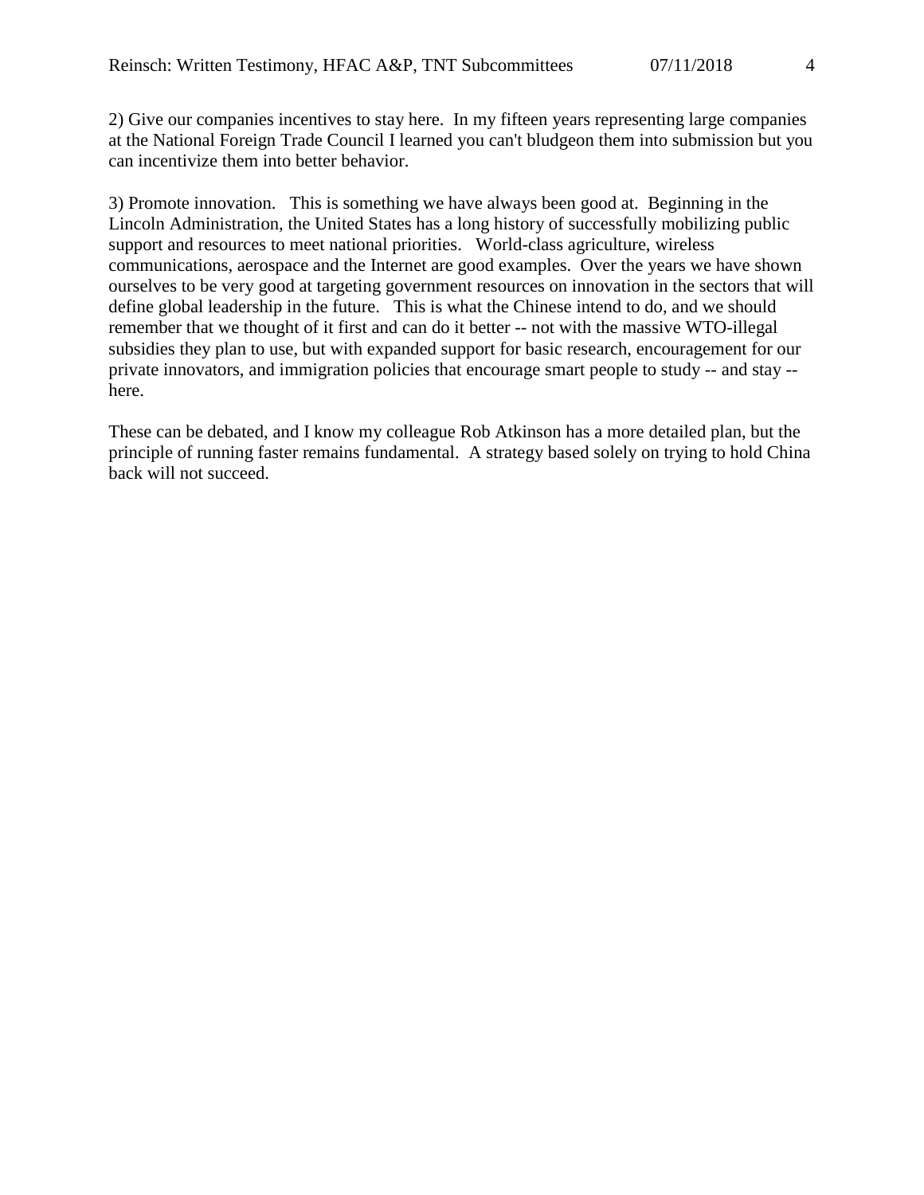2) Give our companies incentives to stay here. In my fifteen years representing large companies at the National Foreign Trade Council I learned you can't bludgeon them into submission but you can incentivize them into better behavior.

3) Promote innovation. This is something we have always been good at. Beginning in the Lincoln Administration, the United States has a long history of successfully mobilizing public support and resources to meet national priorities. World-class agriculture, wireless communications, aerospace and the Internet are good examples. Over the years we have shown ourselves to be very good at targeting government resources on innovation in the sectors that will define global leadership in the future. This is what the Chinese intend to do, and we should remember that we thought of it first and can do it better -- not with the massive WTO-illegal subsidies they plan to use, but with expanded support for basic research, encouragement for our private innovators, and immigration policies that encourage smart people to study -- and stay -- here.

These can be debated, and I know my colleague Rob Atkinson has a more detailed plan, but the principle of running faster remains fundamental. A strategy based solely on trying to hold China back will not succeed.